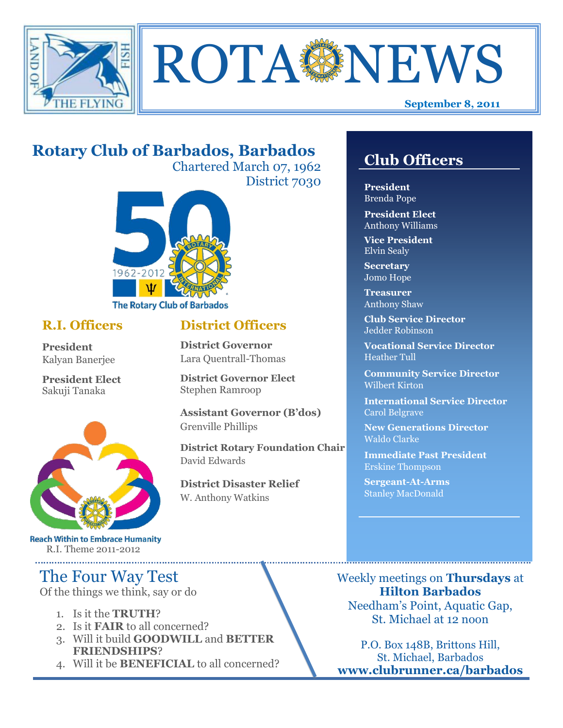# ROTA NEWS

**September 8, 2011**

## Rotary Club of Barbados, Barbados

Chartered March 07, 1962
District 7030

The Rotary Club of Barbados

### R.I. Officers

**President**
Kalyan Banerjee

**President Elect**
Sakuji Tanaka

Reach Within to Embrace Humanity
R.I. Theme 2011-2012

### District Officers

**District Governor**
Lara Quentrall-Thomas

**District Governor Elect**
Stephen Ramroop

**Assistant Governor (B'dos)**
Grenville Phillips

**District Rotary Foundation Chair**
David Edwards

**District Disaster Relief**
W. Anthony Watkins

## Club Officers

**President**
Brenda Pope

**President Elect**
Anthony Williams

**Vice President**
Elvin Sealy

**Secretary**
Jomo Hope

**Treasurer**
Anthony Shaw

**Club Service Director**
Jedder Robinson

**Vocational Service Director**
Heather Tull

**Community Service Director**
Wilbert Kirton

**International Service Director**
Carol Belgrave

**New Generations Director**
Waldo Clarke

**Immediate Past President**
Erskine Thompson

**Sergeant-At-Arms**
Stanley MacDonald

## The Four Way Test

Of the things we think, say or do

1. Is it the **TRUTH**?
2. Is it **FAIR** to all concerned?
3. Will it build **GOODWILL** and **BETTER FRIENDSHIPS**?
4. Will it be **BENEFICIAL** to all concerned?

Weekly meetings on **Thursdays** at **Hilton Barbados**
Needham's Point, Aquatic Gap,
St. Michael at 12 noon

P.O. Box 148B, Brittons Hill,
St. Michael, Barbados
**www.clubrunner.ca/barbados**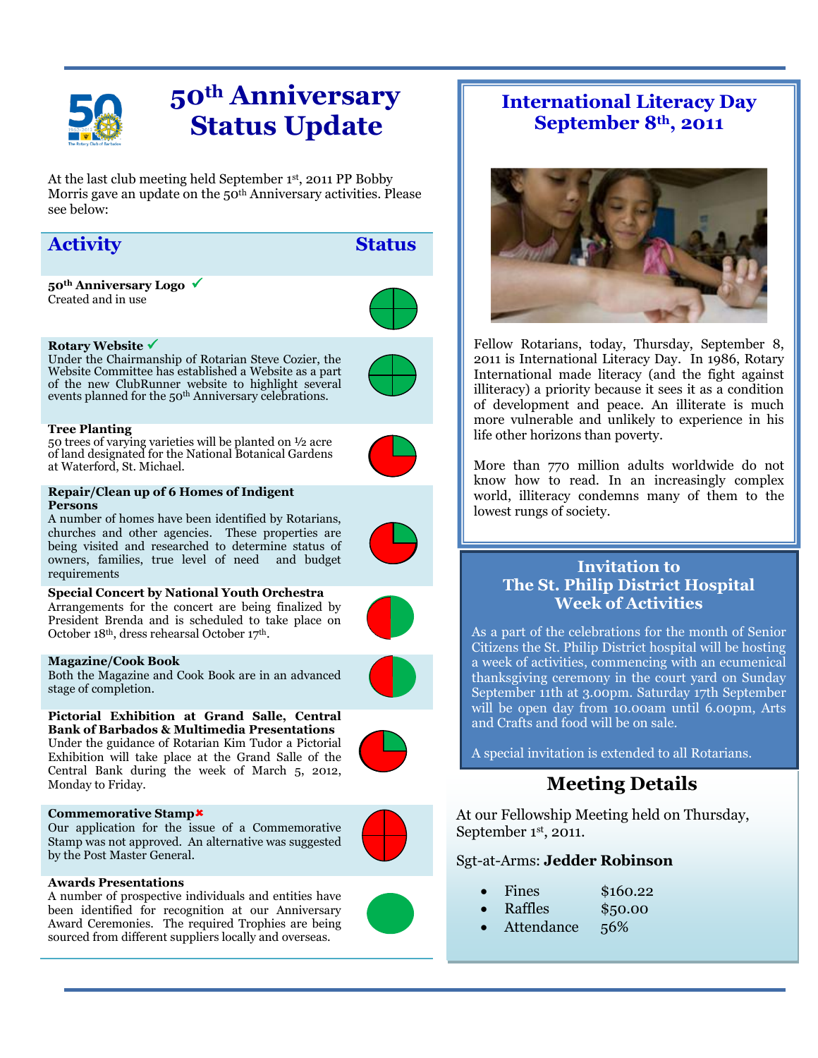# 50th Anniversary Status Update

At the last club meeting held September 1st, 2011 PP Bobby Morris gave an update on the 50th Anniversary activities. Please see below:

| Activity | Status |
|---|---|
| **50th Anniversary Logo** ✓<br>Created and in use | |
| **Rotary Website** ✓<br>Under the Chairmanship of Rotarian Steve Cozier, the Website Committee has established a Website as a part of the new ClubRunner website to highlight several events planned for the 50th Anniversary celebrations. | |
| **Tree Planting**<br>50 trees of varying varieties will be planted on ½ acre of land designated for the National Botanical Gardens at Waterford, St. Michael. | |
| **Repair/Clean up of 6 Homes of Indigent Persons**<br>A number of homes have been identified by Rotarians, churches and other agencies. These properties are being visited and researched to determine status of owners, families, true level of need and budget requirements | |
| **Special Concert by National Youth Orchestra**<br>Arrangements for the concert are being finalized by President Brenda and is scheduled to take place on October 18th, dress rehearsal October 17th. | |
| **Magazine/Cook Book**<br>Both the Magazine and Cook Book are in an advanced stage of completion. | |
| **Pictorial Exhibition at Grand Salle, Central Bank of Barbados & Multimedia Presentations**<br>Under the guidance of Rotarian Kim Tudor a Pictorial Exhibition will take place at the Grand Salle of the Central Bank during the week of March 5, 2012, Monday to Friday. | |
| **Commemorative Stamp** ✗<br>Our application for the issue of a Commemorative Stamp was not approved. An alternative was suggested by the Post Master General. | |
| **Awards Presentations**<br>A number of prospective individuals and entities have been identified for recognition at our Anniversary Award Ceremonies. The required Trophies are being sourced from different suppliers locally and overseas. | |

## International Literacy Day September 8th, 2011

Fellow Rotarians, today, Thursday, September 8, 2011 is International Literacy Day. In 1986, Rotary International made literacy (and the fight against illiteracy) a priority because it sees it as a condition of development and peace. An illiterate is much more vulnerable and unlikely to experience in his life other horizons than poverty.

More than 770 million adults worldwide do not know how to read. In an increasingly complex world, illiteracy condemns many of them to the lowest rungs of society.

## Invitation to The St. Philip District Hospital Week of Activities

As a part of the celebrations for the month of Senior Citizens the St. Philip District hospital will be hosting a week of activities, commencing with an ecumenical thanksgiving ceremony in the court yard on Sunday September 11th at 3.00pm. Saturday 17th September will be open day from 10.00am until 6.00pm, Arts and Crafts and food will be on sale.

A special invitation is extended to all Rotarians.

## Meeting Details

At our Fellowship Meeting held on Thursday, September 1st, 2011.

Sgt-at-Arms: **Jedder Robinson**

- Fines $160.22
- Raffles $50.00
- Attendance 56%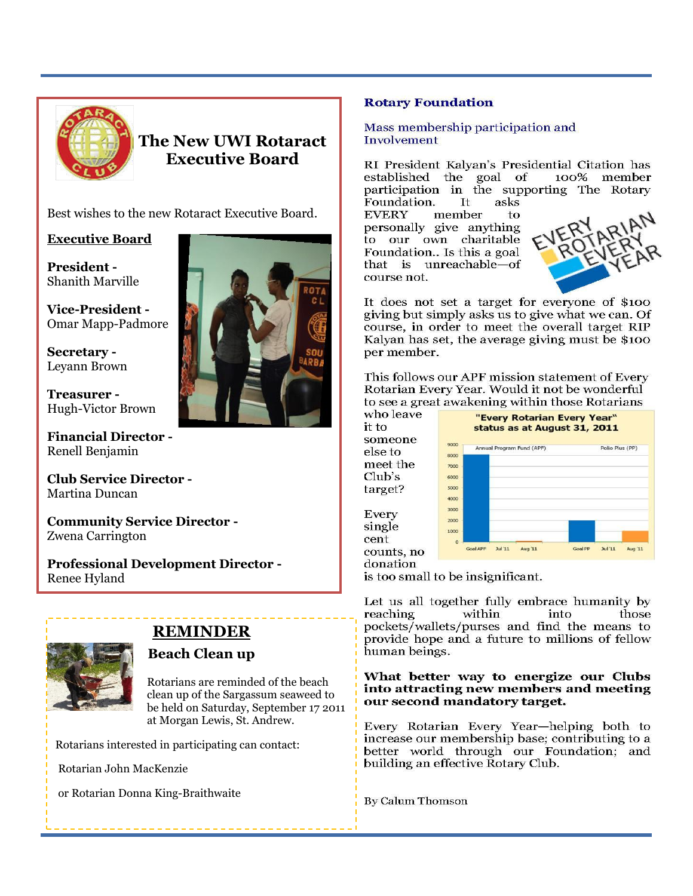## The New UWI Rotaract Executive Board

Best wishes to the new Rotaract Executive Board.

**Executive Board**

**President -**
Shanith Marville

**Vice-President -**
Omar Mapp-Padmore

**Secretary -**
Leyann Brown

**Treasurer -**
Hugh-Victor Brown

**Financial Director -**
Renell Benjamin

**Club Service Director -**
Martina Duncan

**Community Service Director -**
Zwena Carrington

**Professional Development Director -**
Renee Hyland

## REMINDER

### Beach Clean up

Rotarians are reminded of the beach clean up of the Sargassum seaweed to be held on Saturday, September 17 2011 at Morgan Lewis, St. Andrew.

Rotarians interested in participating can contact:

Rotarian John MacKenzie

or Rotarian Donna King-Braithwaite

## Rotary Foundation

### Mass membership participation and Involvement

RI President Kalyan's Presidential Citation has established the goal of 100% member participation in the supporting The Rotary Foundation. It asks EVERY member to personally give anything to our own charitable Foundation.. Is this a goal that is unreachable—of course not.

It does not set a target for everyone of $100 giving but simply asks us to give what we can. Of course, in order to meet the overall target RIP Kalyan has set, the average giving must be $100 per member.

This follows our APF mission statement of Every Rotarian Every Year. Would it not be wonderful to see a great awakening within those Rotarians who leave it to someone else to meet the Club's target?

"Every Rotarian Every Year" status as at August 31, 2011

Every single cent counts, no donation is too small to be insignificant.

Let us all together fully embrace humanity by reaching within into those pockets/wallets/purses and find the means to provide hope and a future to millions of fellow human beings.

**What better way to energize our Clubs into attracting new members and meeting our second mandatory target.**

Every Rotarian Every Year—helping both to increase our membership base; contributing to a better world through our Foundation; and building an effective Rotary Club.

By Calum Thomson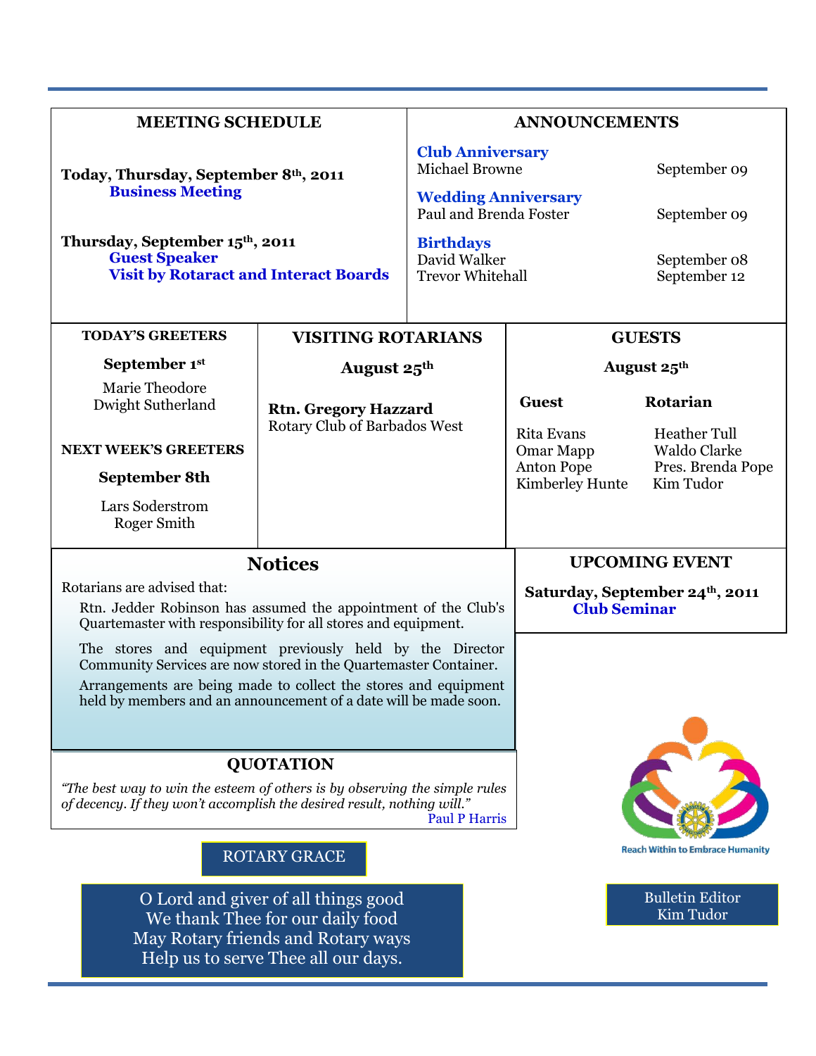## MEETING SCHEDULE

**Today, Thursday, September 8th, 2011**
**Business Meeting**

**Thursday, September 15th, 2011**
**Guest Speaker**
**Visit by Rotaract and Interact Boards**

## ANNOUNCEMENTS

**Club Anniversary**

| | |
|---|---|
| Michael Browne | September 09 |

**Wedding Anniversary**

| | |
|---|---|
| Paul and Brenda Foster | September 09 |

**Birthdays**

| | |
|---|---|
| David Walker | September 08 |
| Trevor Whitehall | September 12 |

### TODAY'S GREETERS

**September 1st**

Marie Theodore
Dwight Sutherland

### NEXT WEEK'S GREETERS

**September 8th**

Lars Soderstrom
Roger Smith

### VISITING ROTARIANS

**August 25th**

**Rtn. Gregory Hazzard**
Rotary Club of Barbados West

### GUESTS

**August 25th**

| Guest | Rotarian |
|---|---|
| Rita Evans | Heather Tull |
| Omar Mapp | Waldo Clarke |
| Anton Pope | Pres. Brenda Pope |
| Kimberley Hunte | Kim Tudor |

## Notices

Rotarians are advised that:

Rtn. Jedder Robinson has assumed the appointment of the Club's Quartemaster with responsibility for all stores and equipment.

The stores and equipment previously held by the Director Community Services are now stored in the Quartemaster Container.

Arrangements are being made to collect the stores and equipment held by members and an announcement of a date will be made soon.

### UPCOMING EVENT

**Saturday, September 24th, 2011**
**Club Seminar**

### QUOTATION

*"The best way to win the esteem of others is by observing the simple rules of decency. If they won't accomplish the desired result, nothing will."*

Paul P Harris

Reach Within to Embrace Humanity

### ROTARY GRACE

O Lord and giver of all things good
We thank Thee for our daily food
May Rotary friends and Rotary ways
Help us to serve Thee all our days.

Bulletin Editor
Kim Tudor